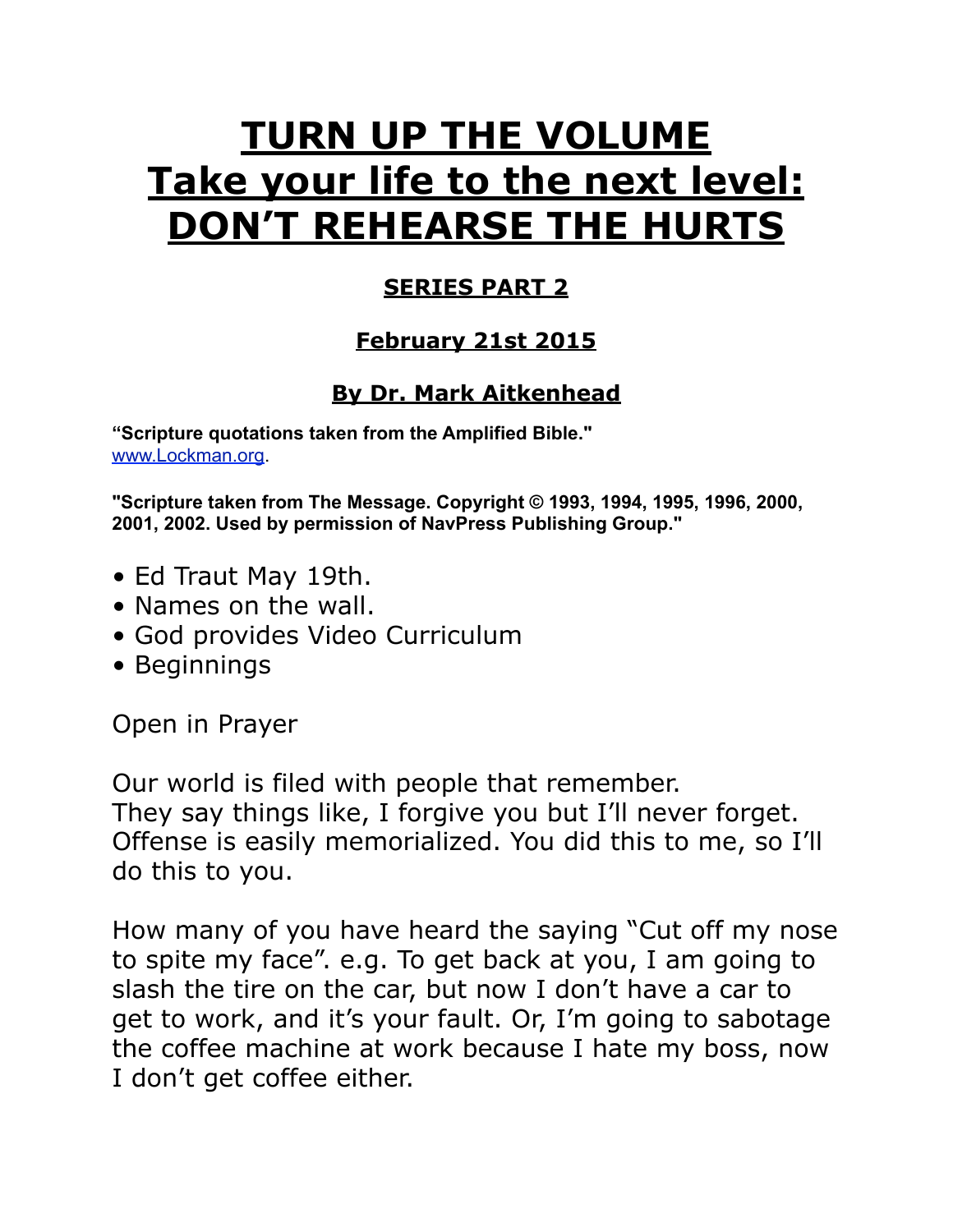# TURN UP THE VOLUME
# Take your life to the next level: DON'T REHEARSE THE HURTS

## SERIES PART 2

### February 21st 2015

### By Dr. Mark Aitkenhead

**"Scripture quotations taken from the Amplified Bible."**
www.Lockman.org.

**"Scripture taken from The Message. Copyright © 1993, 1994, 1995, 1996, 2000, 2001, 2002. Used by permission of NavPress Publishing Group."**

- Ed Traut May 19th.
- Names on the wall.
- God provides Video Curriculum
- Beginnings

Open in Prayer

Our world is filed with people that remember.
They say things like, I forgive you but I'll never forget.
Offense is easily memorialized. You did this to me, so I'll do this to you.

How many of you have heard the saying "Cut off my nose to spite my face". e.g. To get back at you, I am going to slash the tire on the car, but now I don't have a car to get to work, and it's your fault. Or, I'm going to sabotage the coffee machine at work because I hate my boss, now I don't get coffee either.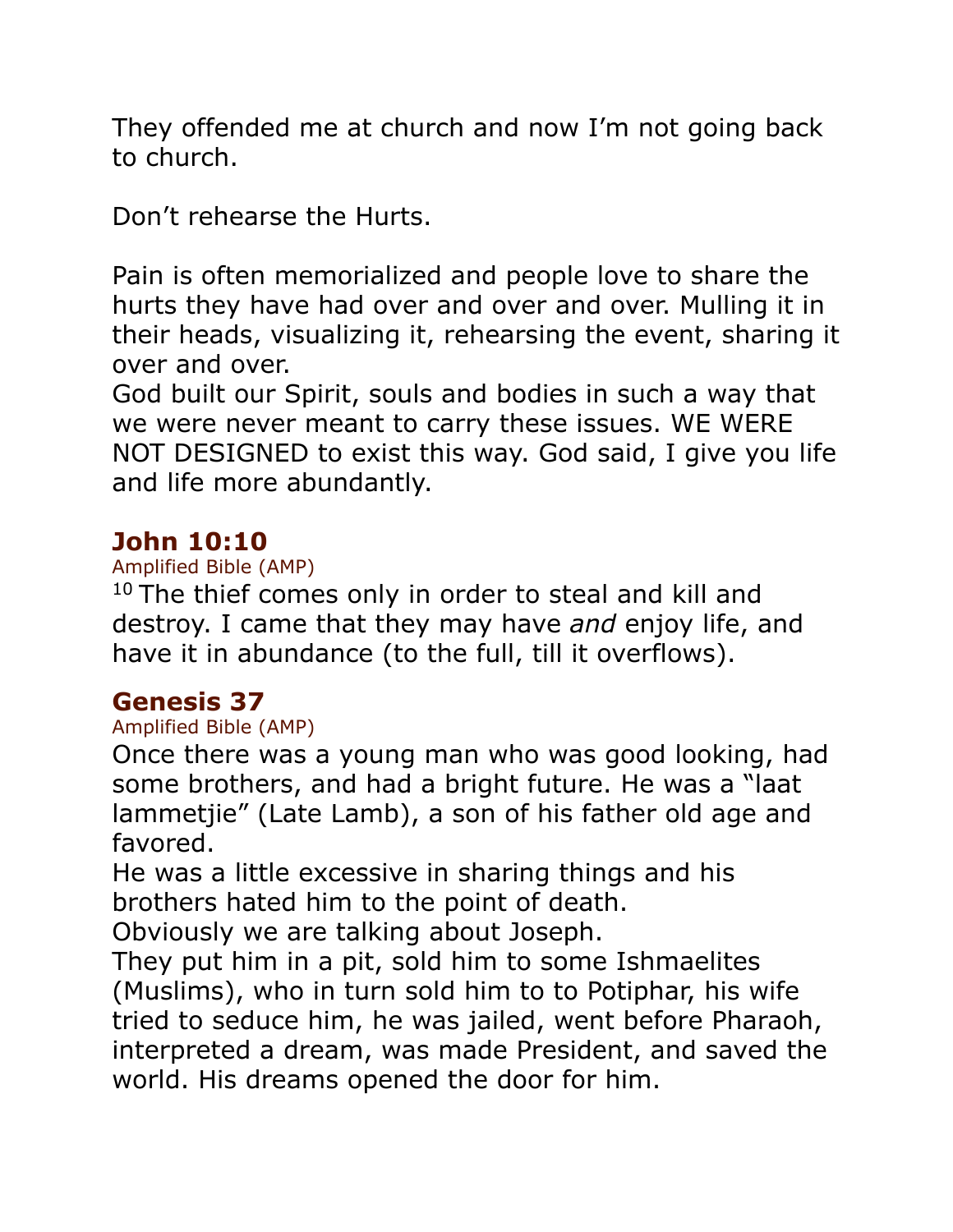They offended me at church and now I'm not going back to church.

Don't rehearse the Hurts.

Pain is often memorialized and people love to share the hurts they have had over and over and over. Mulling it in their heads, visualizing it, rehearsing the event, sharing it over and over.
God built our Spirit, souls and bodies in such a way that we were never meant to carry these issues. WE WERE NOT DESIGNED to exist this way. God said, I give you life and life more abundantly.

## John 10:10

Amplified Bible (AMP)

[10] The thief comes only in order to steal and kill and destroy. I came that they may have *and* enjoy life, and have it in abundance (to the full, till it overflows).

## Genesis 37

Amplified Bible (AMP)

Once there was a young man who was good looking, had some brothers, and had a bright future. He was a "laat lammetjie" (Late Lamb), a son of his father old age and favored.
He was a little excessive in sharing things and his brothers hated him to the point of death.
Obviously we are talking about Joseph.
They put him in a pit, sold him to some Ishmaelites (Muslims), who in turn sold him to to Potiphar, his wife tried to seduce him, he was jailed, went before Pharaoh, interpreted a dream, was made President, and saved the world. His dreams opened the door for him.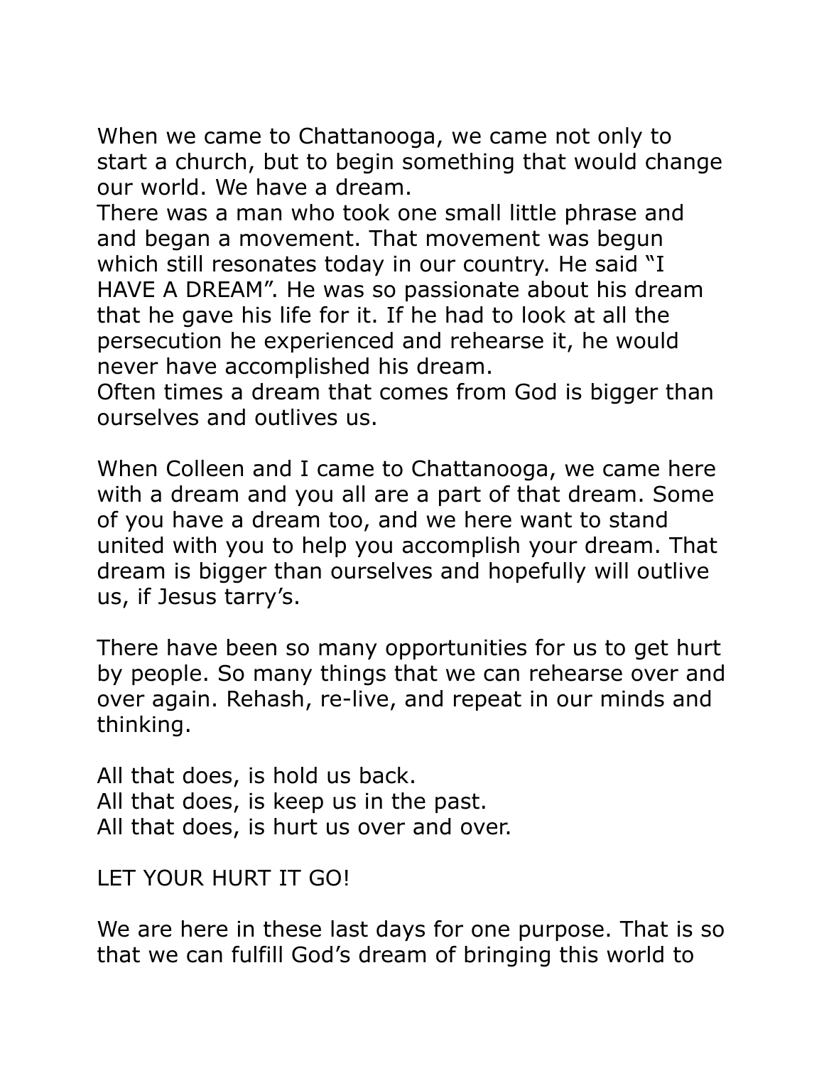When we came to Chattanooga, we came not only to start a church, but to begin something that would change our world. We have a dream.
There was a man who took one small little phrase and and began a movement. That movement was begun which still resonates today in our country. He said “I HAVE A DREAM”. He was so passionate about his dream that he gave his life for it. If he had to look at all the persecution he experienced and rehearse it, he would never have accomplished his dream.
Often times a dream that comes from God is bigger than ourselves and outlives us.

When Colleen and I came to Chattanooga, we came here with a dream and you all are a part of that dream. Some of you have a dream too, and we here want to stand united with you to help you accomplish your dream. That dream is bigger than ourselves and hopefully will outlive us, if Jesus tarry’s.

There have been so many opportunities for us to get hurt by people. So many things that we can rehearse over and over again. Rehash, re-live, and repeat in our minds and thinking.

All that does, is hold us back.
All that does, is keep us in the past.
All that does, is hurt us over and over.

LET YOUR HURT IT GO!

We are here in these last days for one purpose. That is so that we can fulfill God’s dream of bringing this world to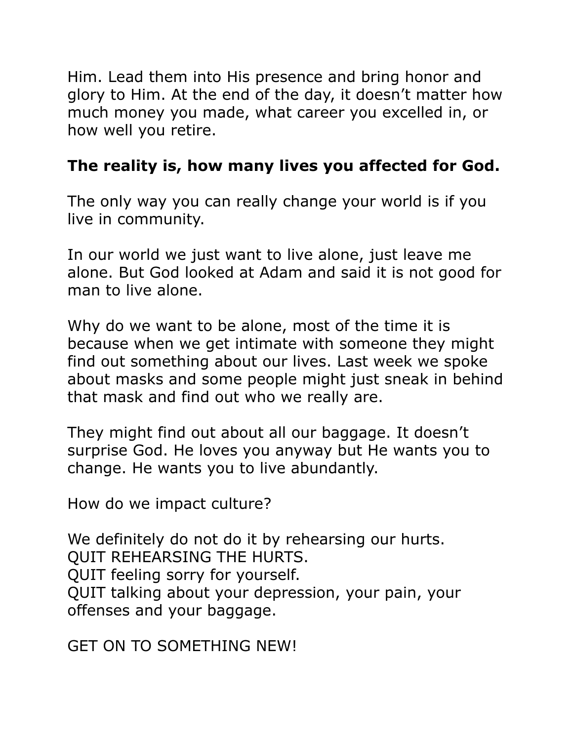Him. Lead them into His presence and bring honor and glory to Him. At the end of the day, it doesn't matter how much money you made, what career you excelled in, or how well you retire.

**The reality is, how many lives you affected for God.**

The only way you can really change your world is if you live in community.

In our world we just want to live alone, just leave me alone. But God looked at Adam and said it is not good for man to live alone.

Why do we want to be alone, most of the time it is because when we get intimate with someone they might find out something about our lives. Last week we spoke about masks and some people might just sneak in behind that mask and find out who we really are.

They might find out about all our baggage. It doesn't surprise God. He loves you anyway but He wants you to change. He wants you to live abundantly.

How do we impact culture?

We definitely do not do it by rehearsing our hurts.
QUIT REHEARSING THE HURTS.
QUIT feeling sorry for yourself.
QUIT talking about your depression, your pain, your offenses and your baggage.

GET ON TO SOMETHING NEW!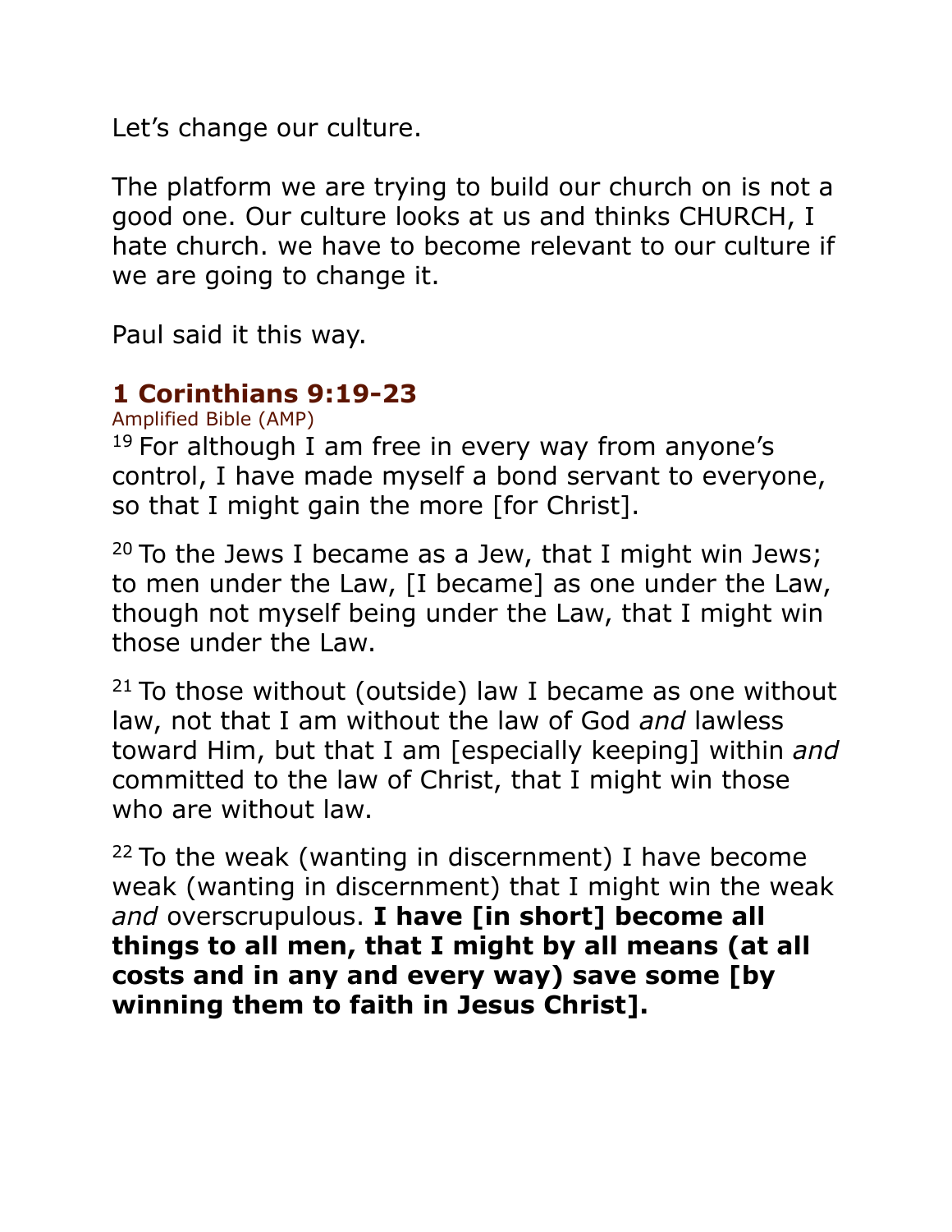Let's change our culture.

The platform we are trying to build our church on is not a good one. Our culture looks at us and thinks CHURCH, I hate church. we have to become relevant to our culture if we are going to change it.

Paul said it this way.

### 1 Corinthians 9:19-23

Amplified Bible (AMP)

[19] For although I am free in every way from anyone's control, I have made myself a bond servant to everyone, so that I might gain the more [for Christ].

[20] To the Jews I became as a Jew, that I might win Jews; to men under the Law, [I became] as one under the Law, though not myself being under the Law, that I might win those under the Law.

[21] To those without (outside) law I became as one without law, not that I am without the law of God *and* lawless toward Him, but that I am [especially keeping] within *and* committed to the law of Christ, that I might win those who are without law.

[22] To the weak (wanting in discernment) I have become weak (wanting in discernment) that I might win the weak *and* overscrupulous. **I have [in short] become all things to all men, that I might by all means (at all costs and in any and every way) save some [by winning them to faith in Jesus Christ].**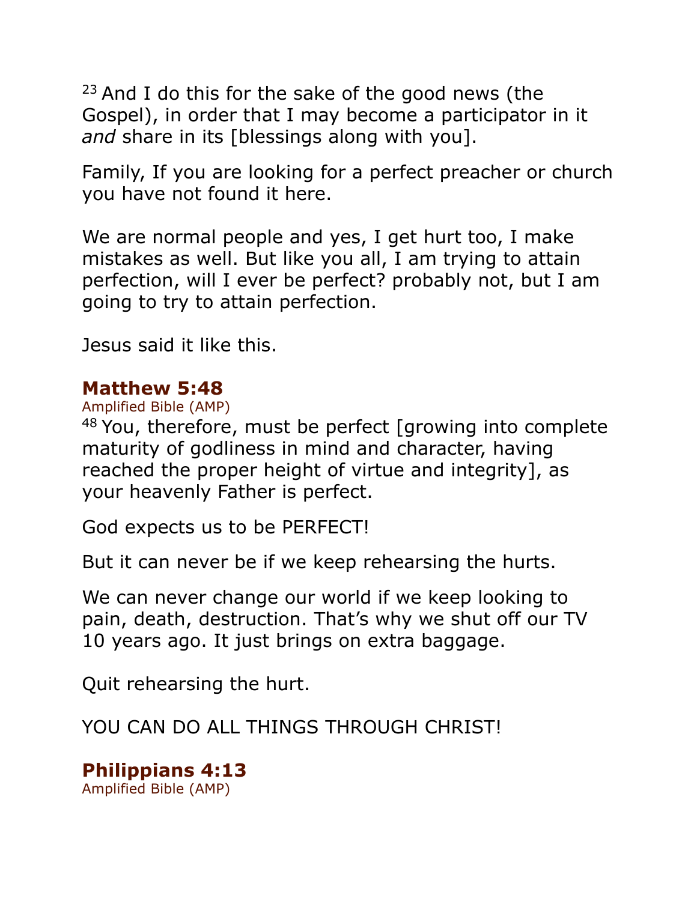[23] And I do this for the sake of the good news (the Gospel), in order that I may become a participator in it *and* share in its [blessings along with you].

Family, If you are looking for a perfect preacher or church you have not found it here.

We are normal people and yes, I get hurt too, I make mistakes as well. But like you all, I am trying to attain perfection, will I ever be perfect? probably not, but I am going to try to attain perfection.

Jesus said it like this.

**Matthew 5:48**
Amplified Bible (AMP)
[48] You, therefore, must be perfect [growing into complete maturity of godliness in mind and character, having reached the proper height of virtue and integrity], as your heavenly Father is perfect.

God expects us to be PERFECT!

But it can never be if we keep rehearsing the hurts.

We can never change our world if we keep looking to pain, death, destruction. That's why we shut off our TV 10 years ago. It just brings on extra baggage.

Quit rehearsing the hurt.

YOU CAN DO ALL THINGS THROUGH CHRIST!

**Philippians 4:13**
Amplified Bible (AMP)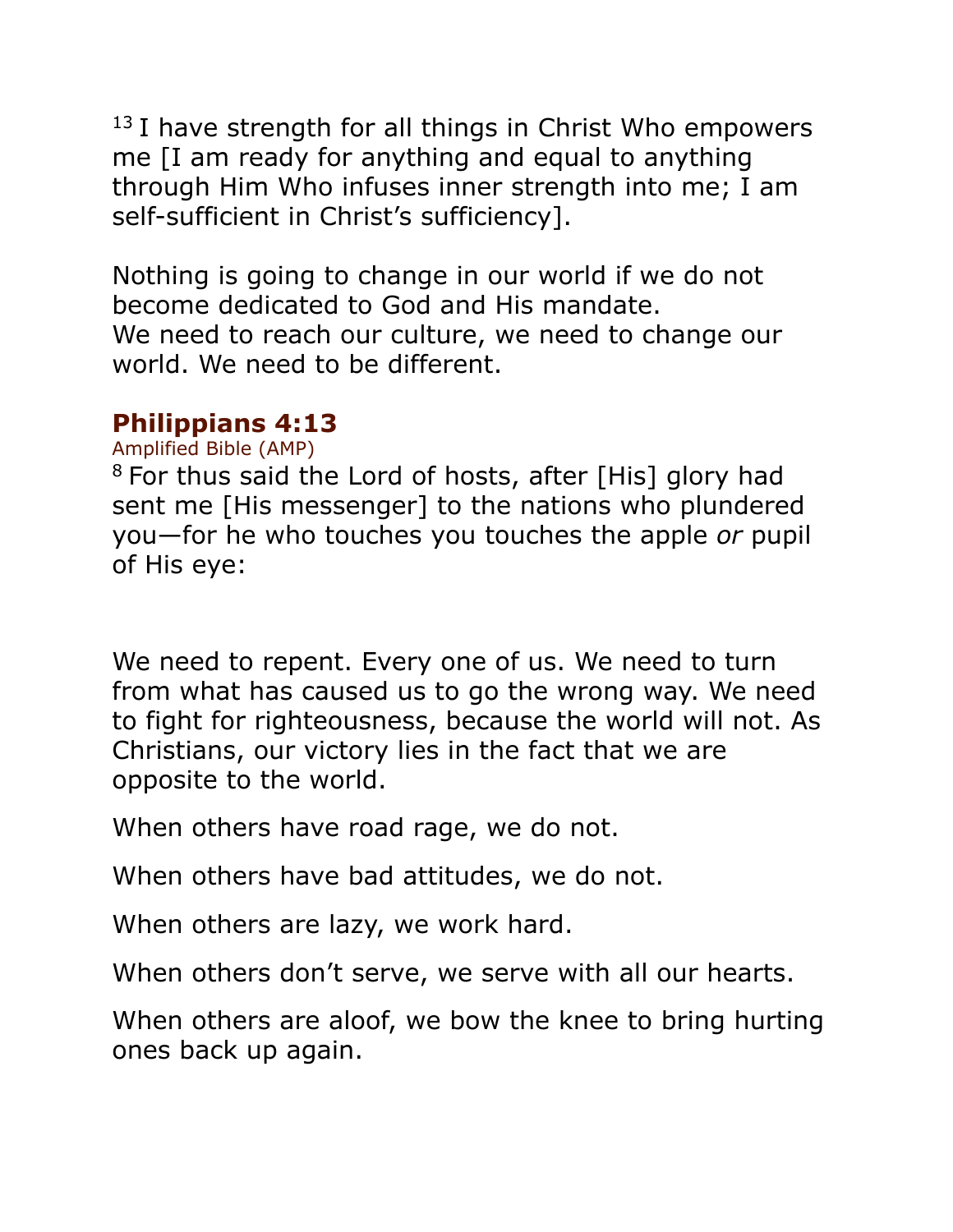[13] I have strength for all things in Christ Who empowers me [I am ready for anything and equal to anything through Him Who infuses inner strength into me; I am self-sufficient in Christ's sufficiency].

Nothing is going to change in our world if we do not become dedicated to God and His mandate.
We need to reach our culture, we need to change our world. We need to be different.

### Philippians 4:13

Amplified Bible (AMP)

[8] For thus said the Lord of hosts, after [His] glory had sent me [His messenger] to the nations who plundered you—for he who touches you touches the apple *or* pupil of His eye:

We need to repent. Every one of us. We need to turn from what has caused us to go the wrong way. We need to fight for righteousness, because the world will not. As Christians, our victory lies in the fact that we are opposite to the world.

When others have road rage, we do not.

When others have bad attitudes, we do not.

When others are lazy, we work hard.

When others don't serve, we serve with all our hearts.

When others are aloof, we bow the knee to bring hurting ones back up again.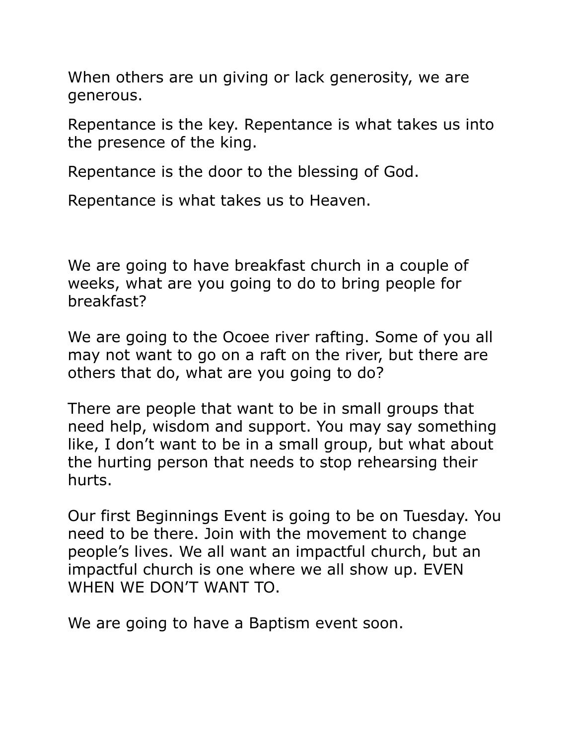When others are un giving or lack generosity, we are generous.

Repentance is the key. Repentance is what takes us into the presence of the king.

Repentance is the door to the blessing of God.

Repentance is what takes us to Heaven.

We are going to have breakfast church in a couple of weeks, what are you going to do to bring people for breakfast?

We are going to the Ocoee river rafting. Some of you all may not want to go on a raft on the river, but there are others that do, what are you going to do?

There are people that want to be in small groups that need help, wisdom and support. You may say something like, I don't want to be in a small group, but what about the hurting person that needs to stop rehearsing their hurts.

Our first Beginnings Event is going to be on Tuesday. You need to be there. Join with the movement to change people's lives. We all want an impactful church, but an impactful church is one where we all show up. EVEN WHEN WE DON'T WANT TO.

We are going to have a Baptism event soon.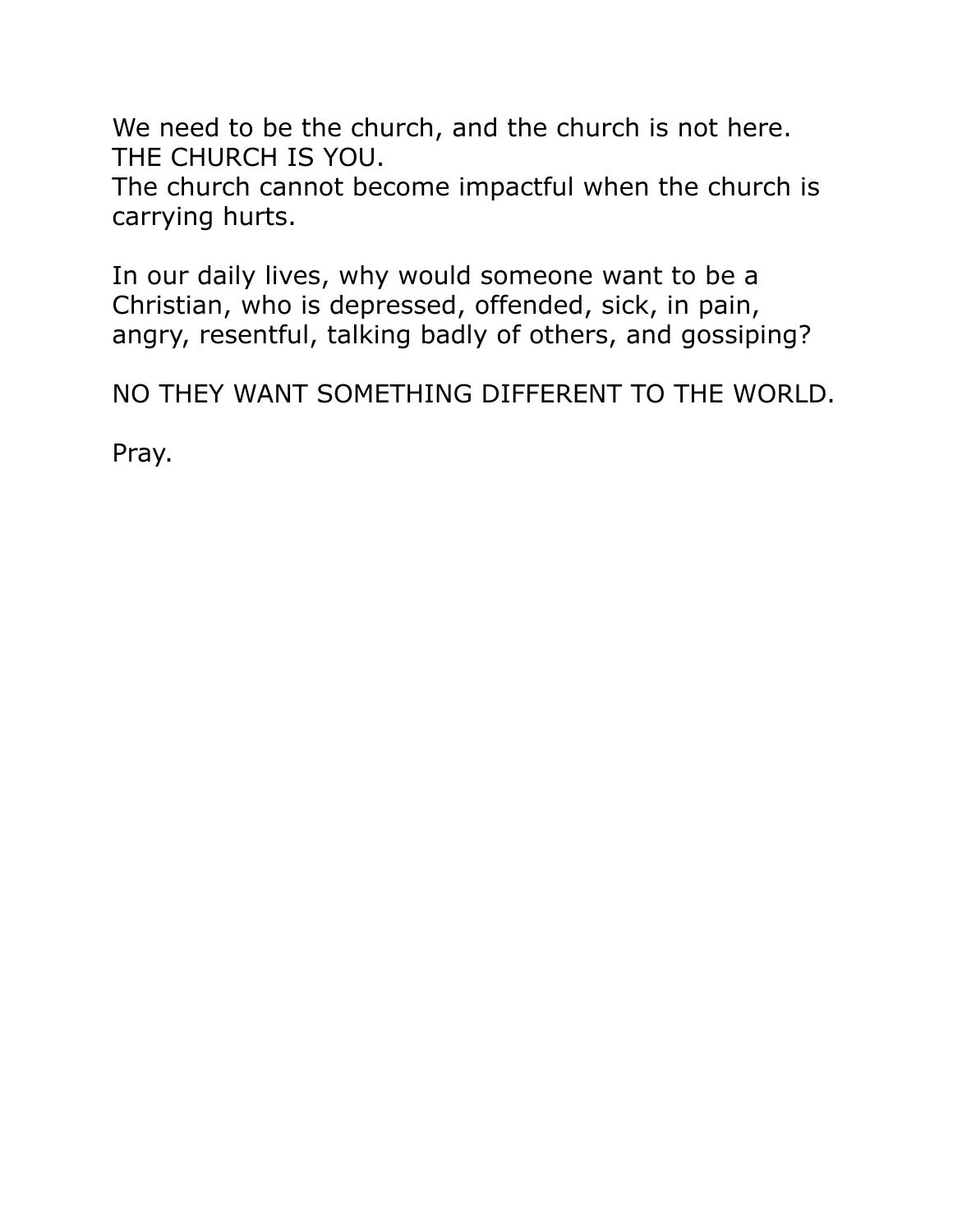We need to be the church, and the church is not here.
THE CHURCH IS YOU.
The church cannot become impactful when the church is carrying hurts.

In our daily lives, why would someone want to be a Christian, who is depressed, offended, sick, in pain, angry, resentful, talking badly of others, and gossiping?

NO THEY WANT SOMETHING DIFFERENT TO THE WORLD.

Pray.